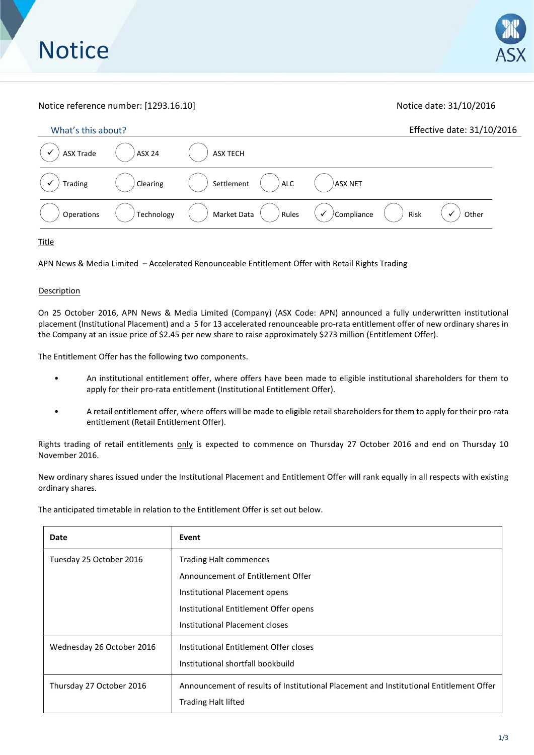# Notice

Notice reference number: [1293.16.10]

Notice date: 31/10/2016

Effective date: 31/10/2016

What's this about?

| | | | | | | |
|---|---|---|---|---|---|---|
| ✓ ASX Trade | ASX 24 | ASX TECH | | | | |
| ✓ Trading | Clearing | Settlement | ALC | ASX NET | | |
| Operations | Technology | Market Data | Rules | ✓ Compliance | Risk | ✓ Other |

Title

APN News & Media Limited – Accelerated Renounceable Entitlement Offer with Retail Rights Trading

Description

On 25 October 2016, APN News & Media Limited (Company) (ASX Code: APN) announced a fully underwritten institutional placement (Institutional Placement) and a 5 for 13 accelerated renounceable pro-rata entitlement offer of new ordinary shares in the Company at an issue price of $2.45 per new share to raise approximately $273 million (Entitlement Offer).

The Entitlement Offer has the following two components.

- An institutional entitlement offer, where offers have been made to eligible institutional shareholders for them to apply for their pro-rata entitlement (Institutional Entitlement Offer).
- A retail entitlement offer, where offers will be made to eligible retail shareholders for them to apply for their pro-rata entitlement (Retail Entitlement Offer).

Rights trading of retail entitlements only is expected to commence on Thursday 27 October 2016 and end on Thursday 10 November 2016.

New ordinary shares issued under the Institutional Placement and Entitlement Offer will rank equally in all respects with existing ordinary shares.

The anticipated timetable in relation to the Entitlement Offer is set out below.

| Date | Event |
|---|---|
| Tuesday 25 October 2016 | Trading Halt commences<br>Announcement of Entitlement Offer<br>Institutional Placement opens<br>Institutional Entitlement Offer opens<br>Institutional Placement closes |
| Wednesday 26 October 2016 | Institutional Entitlement Offer closes<br>Institutional shortfall bookbuild |
| Thursday 27 October 2016 | Announcement of results of Institutional Placement and Institutional Entitlement Offer<br>Trading Halt lifted |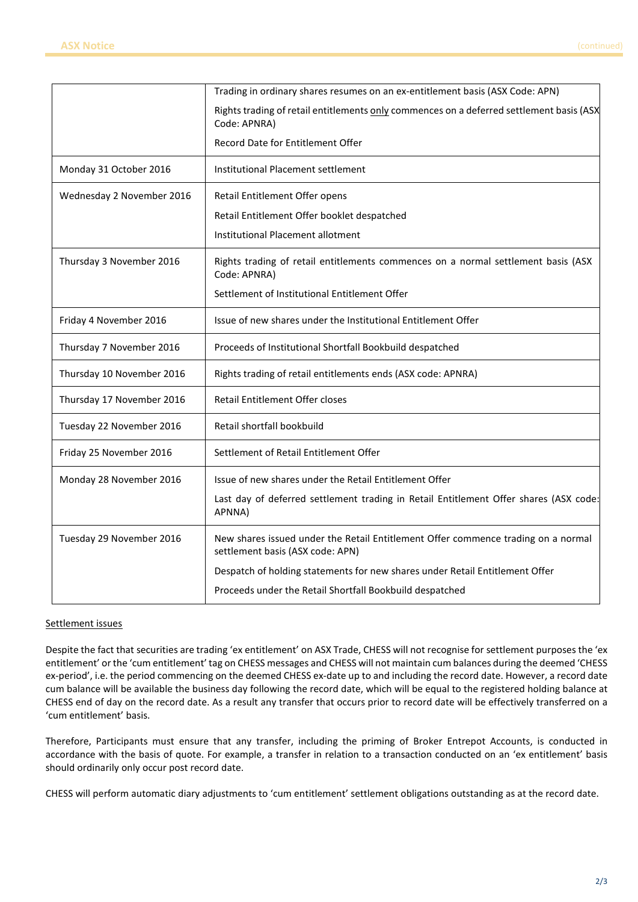| | |
|---|---|
| | Trading in ordinary shares resumes on an ex-entitlement basis (ASX Code: APN)<br><br>Rights trading of retail entitlements <u>only</u> commences on a deferred settlement basis (ASX Code: APNRA)<br><br>Record Date for Entitlement Offer |
| Monday 31 October 2016 | Institutional Placement settlement |
| Wednesday 2 November 2016 | Retail Entitlement Offer opens<br><br>Retail Entitlement Offer booklet despatched<br><br>Institutional Placement allotment |
| Thursday 3 November 2016 | Rights trading of retail entitlements commences on a normal settlement basis (ASX Code: APNRA)<br><br>Settlement of Institutional Entitlement Offer |
| Friday 4 November 2016 | Issue of new shares under the Institutional Entitlement Offer |
| Thursday 7 November 2016 | Proceeds of Institutional Shortfall Bookbuild despatched |
| Thursday 10 November 2016 | Rights trading of retail entitlements ends (ASX code: APNRA) |
| Thursday 17 November 2016 | Retail Entitlement Offer closes |
| Tuesday 22 November 2016 | Retail shortfall bookbuild |
| Friday 25 November 2016 | Settlement of Retail Entitlement Offer |
| Monday 28 November 2016 | Issue of new shares under the Retail Entitlement Offer<br><br>Last day of deferred settlement trading in Retail Entitlement Offer shares (ASX code: APNNA) |
| Tuesday 29 November 2016 | New shares issued under the Retail Entitlement Offer commence trading on a normal settlement basis (ASX code: APN)<br><br>Despatch of holding statements for new shares under Retail Entitlement Offer<br><br>Proceeds under the Retail Shortfall Bookbuild despatched |

<u>Settlement issues</u>

Despite the fact that securities are trading 'ex entitlement' on ASX Trade, CHESS will not recognise for settlement purposes the 'ex entitlement' or the 'cum entitlement' tag on CHESS messages and CHESS will not maintain cum balances during the deemed 'CHESS ex-period', i.e. the period commencing on the deemed CHESS ex-date up to and including the record date. However, a record date cum balance will be available the business day following the record date, which will be equal to the registered holding balance at CHESS end of day on the record date. As a result any transfer that occurs prior to record date will be effectively transferred on a 'cum entitlement' basis.

Therefore, Participants must ensure that any transfer, including the priming of Broker Entrepot Accounts, is conducted in accordance with the basis of quote. For example, a transfer in relation to a transaction conducted on an 'ex entitlement' basis should ordinarily only occur post record date.

CHESS will perform automatic diary adjustments to 'cum entitlement' settlement obligations outstanding as at the record date.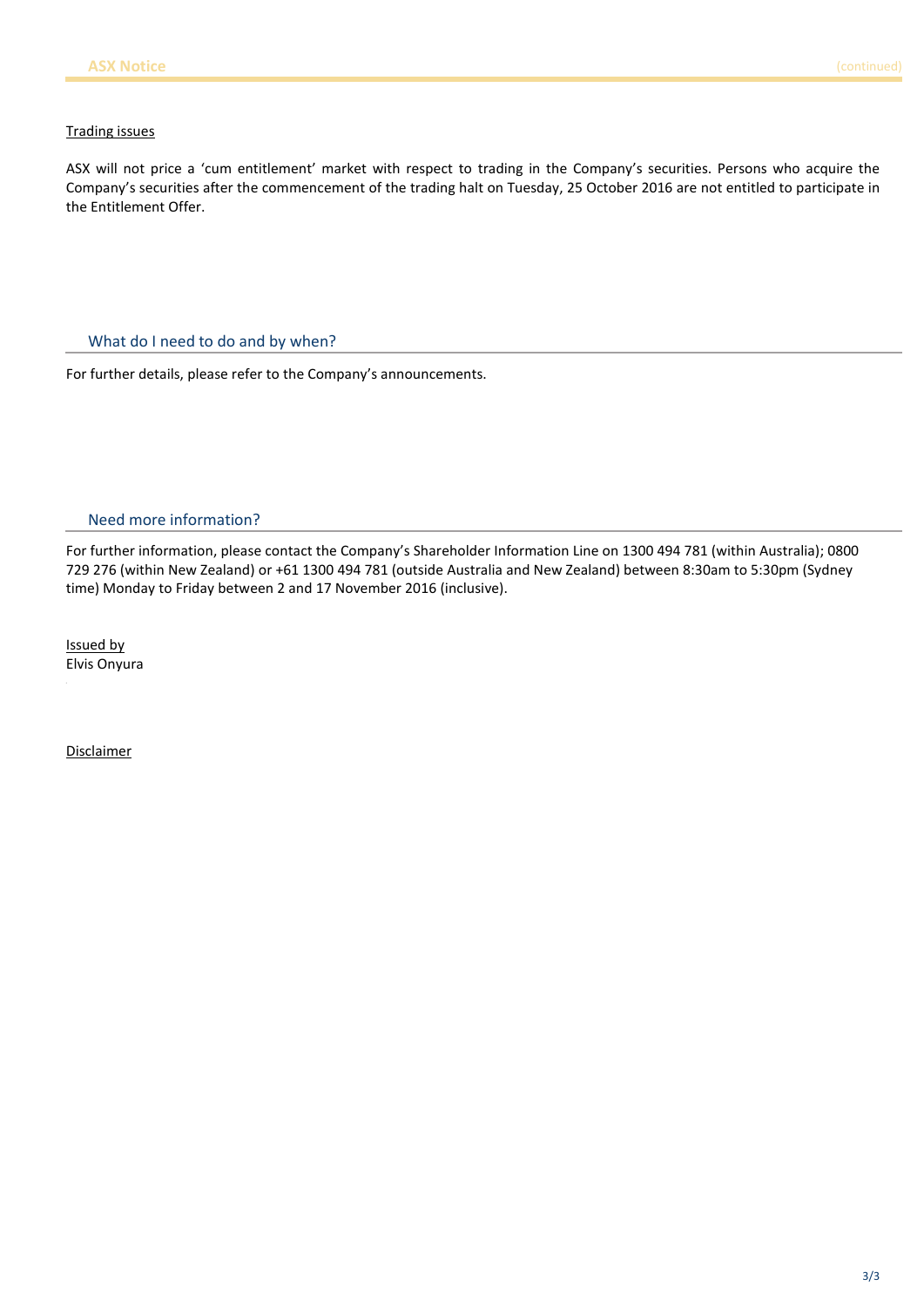Trading issues

ASX will not price a 'cum entitlement' market with respect to trading in the Company's securities. Persons who acquire the Company's securities after the commencement of the trading halt on Tuesday, 25 October 2016 are not entitled to participate in the Entitlement Offer.

## What do I need to do and by when?

For further details, please refer to the Company's announcements.

## Need more information?

For further information, please contact the Company's Shareholder Information Line on 1300 494 781 (within Australia); 0800 729 276 (within New Zealand) or +61 1300 494 781 (outside Australia and New Zealand) between 8:30am to 5:30pm (Sydney time) Monday to Friday between 2 and 17 November 2016 (inclusive).

Issued by
Elvis Onyura

Disclaimer